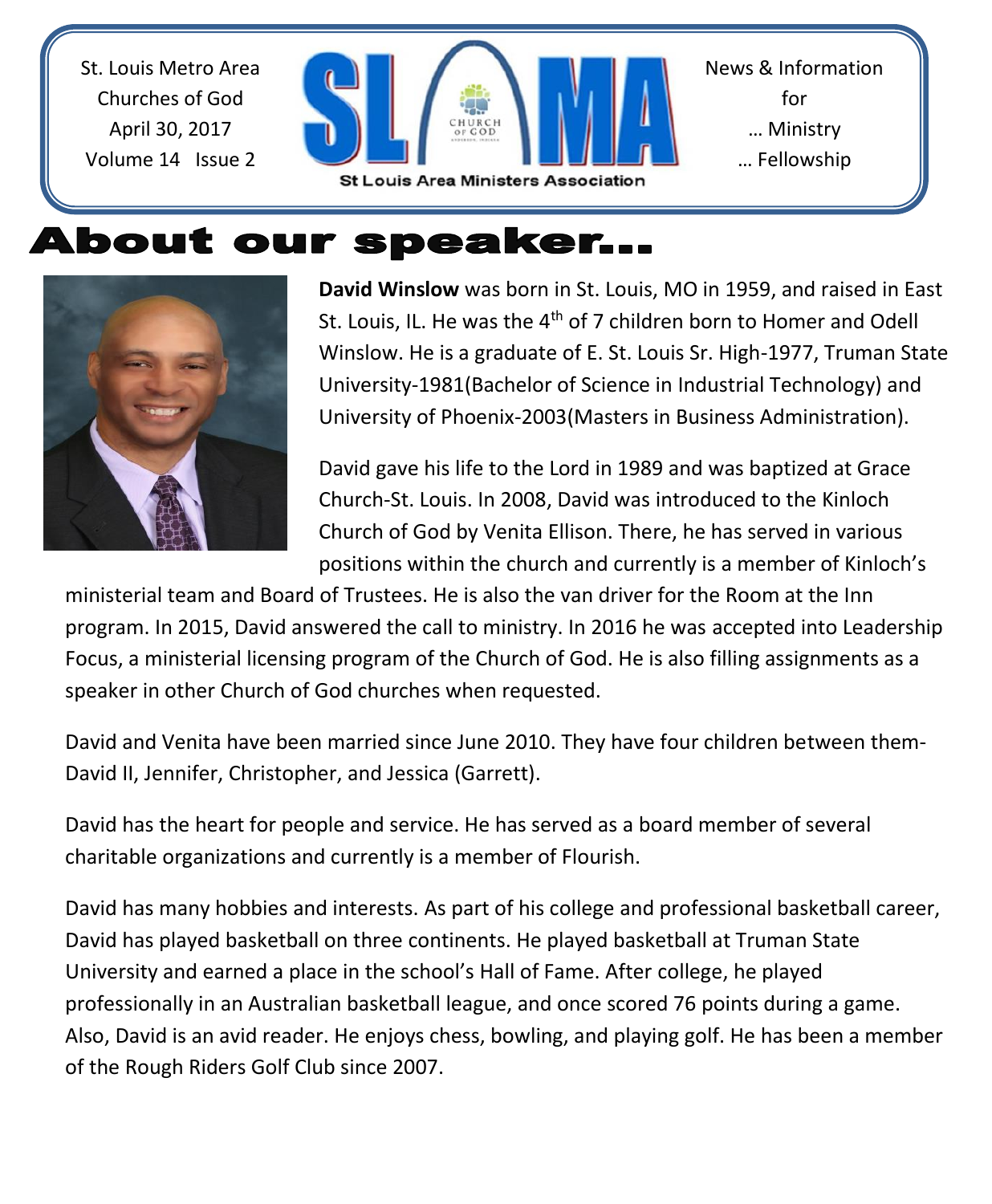St. Louis Metro Area
Churches of God
April 30, 2017
Volume 14 Issue 2

SLAMA
St Louis Area Ministers Association

News & Information
for
… Ministry
… Fellowship

# About our speaker…

**David Winslow** was born in St. Louis, MO in 1959, and raised in East St. Louis, IL. He was the 4th of 7 children born to Homer and Odell Winslow. He is a graduate of E. St. Louis Sr. High-1977, Truman State University-1981(Bachelor of Science in Industrial Technology) and University of Phoenix-2003(Masters in Business Administration).

David gave his life to the Lord in 1989 and was baptized at Grace Church-St. Louis. In 2008, David was introduced to the Kinloch Church of God by Venita Ellison. There, he has served in various positions within the church and currently is a member of Kinloch's ministerial team and Board of Trustees. He is also the van driver for the Room at the Inn program. In 2015, David answered the call to ministry. In 2016 he was accepted into Leadership Focus, a ministerial licensing program of the Church of God. He is also filling assignments as a speaker in other Church of God churches when requested.

David and Venita have been married since June 2010. They have four children between them-David II, Jennifer, Christopher, and Jessica (Garrett).

David has the heart for people and service. He has served as a board member of several charitable organizations and currently is a member of Flourish.

David has many hobbies and interests. As part of his college and professional basketball career, David has played basketball on three continents. He played basketball at Truman State University and earned a place in the school's Hall of Fame. After college, he played professionally in an Australian basketball league, and once scored 76 points during a game. Also, David is an avid reader. He enjoys chess, bowling, and playing golf. He has been a member of the Rough Riders Golf Club since 2007.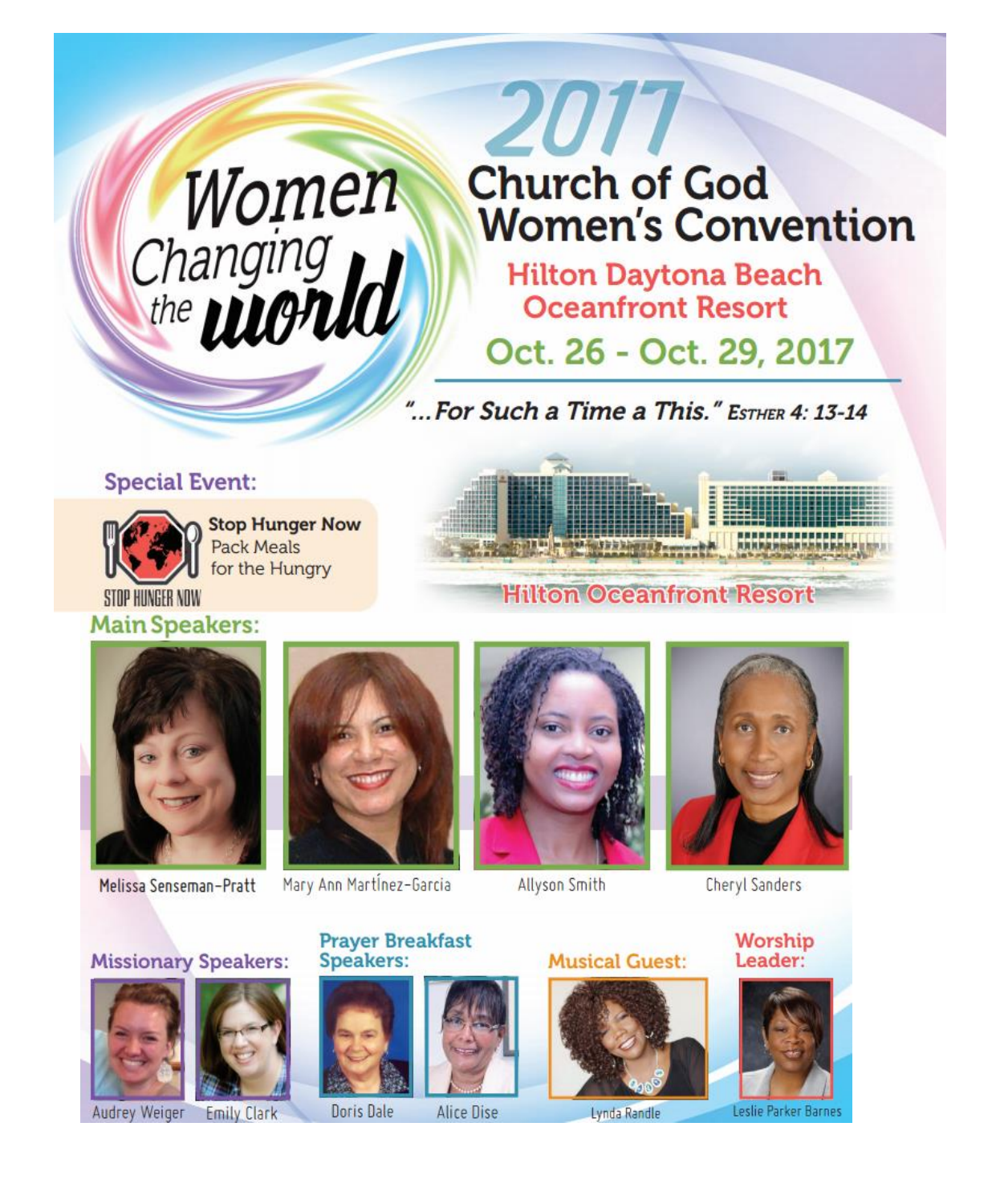# Women Changing the World

# 2017 Church of God Women's Convention

## Hilton Daytona Beach Oceanfront Resort

## Oct. 26 - Oct. 29, 2017

*"...For Such a Time a This."* Esther 4: 13-14

### Special Event:

**Stop Hunger Now**
Pack Meals for the Hungry

STOP HUNGER NOW

Hilton Oceanfront Resort

### Main Speakers:

- Melissa Senseman-Pratt
- Mary Ann Martínez-Garcia
- Allyson Smith
- Cheryl Sanders

### Missionary Speakers:

- Audrey Weiger
- Emily Clark

### Prayer Breakfast Speakers:

- Doris Dale
- Alice Dise

### Musical Guest:

- Lynda Randle

### Worship Leader:

- Leslie Parker Barnes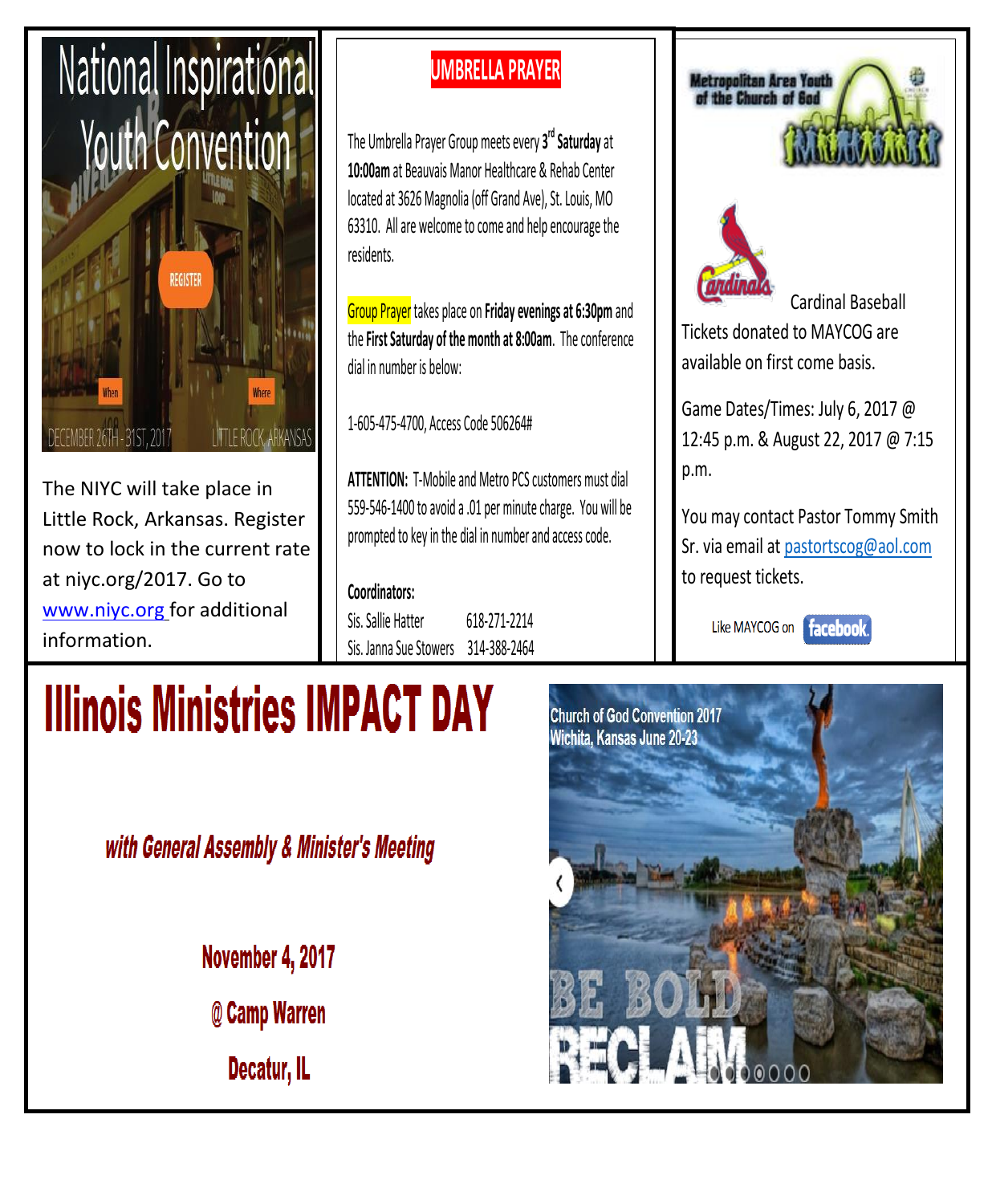# National Inspirational Youth Convention

REGISTER

When: DECEMBER 26TH - 31ST, 2017

Where: LITTLE ROCK ARKANSAS

The NIYC will take place in Little Rock, Arkansas. Register now to lock in the current rate at niyc.org/2017. Go to www.niyc.org for additional information.

## UMBRELLA PRAYER

The Umbrella Prayer Group meets every 3rd **Saturday** at **10:00am** at Beauvais Manor Healthcare & Rehab Center located at 3626 Magnolia (off Grand Ave), St. Louis, MO 63310. All are welcome to come and help encourage the residents.

Group Prayer takes place on **Friday evenings at 6:30pm** and the **First Saturday of the month at 8:00am**. The conference dial in number is below:

1-605-475-4700, Access Code 506264#

**ATTENTION:** T-Mobile and Metro PCS customers must dial 559-546-1400 to avoid a .01 per minute charge. You will be prompted to key in the dial in number and access code.

**Coordinators:**

Sis. Sallie Hatter 618-271-2214

Sis. Janna Sue Stowers 314-388-2464

## Metropolitan Area Youth of the Church of God

Cardinal Baseball Tickets donated to MAYCOG are available on first come basis.

Game Dates/Times: July 6, 2017 @ 12:45 p.m. & August 22, 2017 @ 7:15 p.m.

You may contact Pastor Tommy Smith Sr. via email at pastortscog@aol.com to request tickets.

Like MAYCOG on facebook

# Illinois Ministries IMPACT DAY

***with General Assembly & Minister's Meeting***

**November 4, 2017**

**@ Camp Warren**

**Decatur, IL**

Church of God Convention 2017
Wichita, Kansas June 20-23

BE BOLD
RECLAIM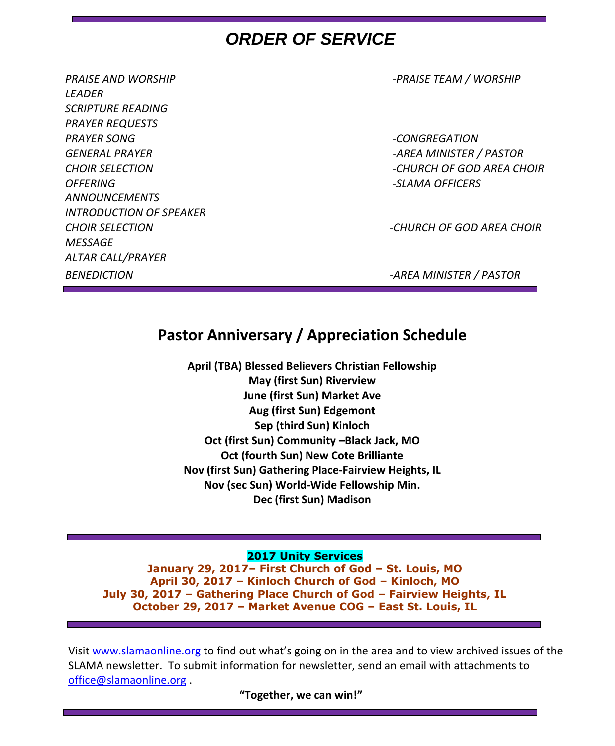# *ORDER OF SERVICE*

*PRAISE AND WORSHIP* *-PRAISE TEAM / WORSHIP LEADER*
*SCRIPTURE READING*
*PRAYER REQUESTS*
*PRAYER SONG* *-CONGREGATION*
*GENERAL PRAYER* *-AREA MINISTER / PASTOR*
*CHOIR SELECTION* *-CHURCH OF GOD AREA CHOIR*
*OFFERING* *-SLAMA OFFICERS*
*ANNOUNCEMENTS*
*INTRODUCTION OF SPEAKER*
*CHOIR SELECTION* *-CHURCH OF GOD AREA CHOIR*
*MESSAGE*
*ALTAR CALL/PRAYER*
*BENEDICTION* *-AREA MINISTER / PASTOR*

## Pastor Anniversary / Appreciation Schedule

**April (TBA) Blessed Believers Christian Fellowship**
**May (first Sun) Riverview**
**June (first Sun) Market Ave**
**Aug (first Sun) Edgemont**
**Sep (third Sun) Kinloch**
**Oct (first Sun) Community –Black Jack, MO**
**Oct (fourth Sun) New Cote Brilliante**
**Nov (first Sun) Gathering Place-Fairview Heights, IL**
**Nov (sec Sun) World-Wide Fellowship Min.**
**Dec (first Sun) Madison**

**2017 Unity Services**
**January 29, 2017– First Church of God – St. Louis, MO**
**April 30, 2017 – Kinloch Church of God – Kinloch, MO**
**July 30, 2017 – Gathering Place Church of God – Fairview Heights, IL**
**October 29, 2017 – Market Avenue COG – East St. Louis, IL**

Visit www.slamaonline.org to find out what's going on in the area and to view archived issues of the SLAMA newsletter. To submit information for newsletter, send an email with attachments to office@slamaonline.org .

**"Together, we can win!"**